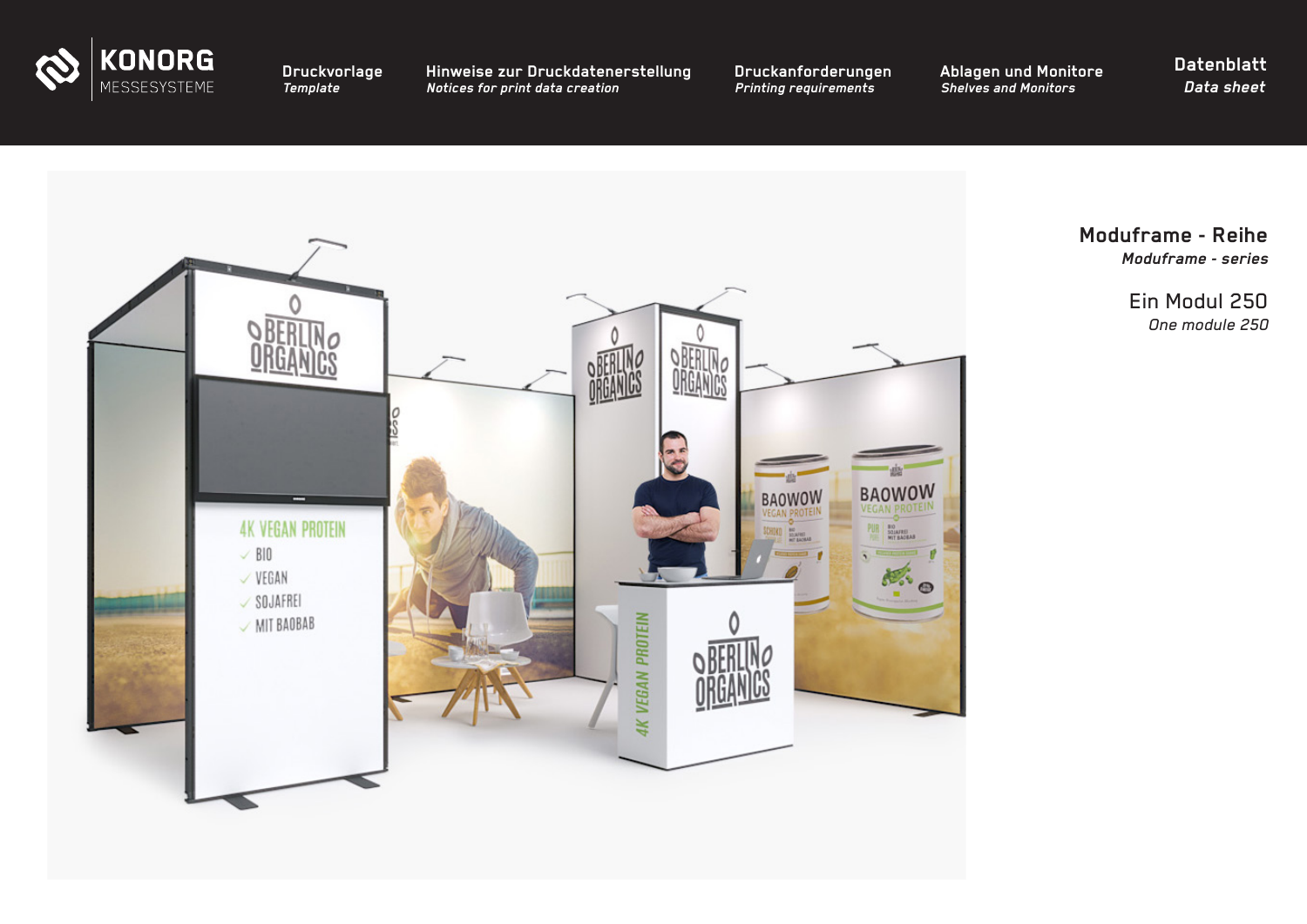KONORG MESSESYSTEME

Druckvorlage
*Template*

Hinweise zur Druckdatenerstellung
*Notices for print data creation*

Druckanforderungen
*Printing requirements*

Ablagen und Monitore
*Shelves and Monitors*

Datenblatt
*Data sheet*

## Moduframe - Reihe
*Moduframe - series*

### Ein Modul 250
*One module 250*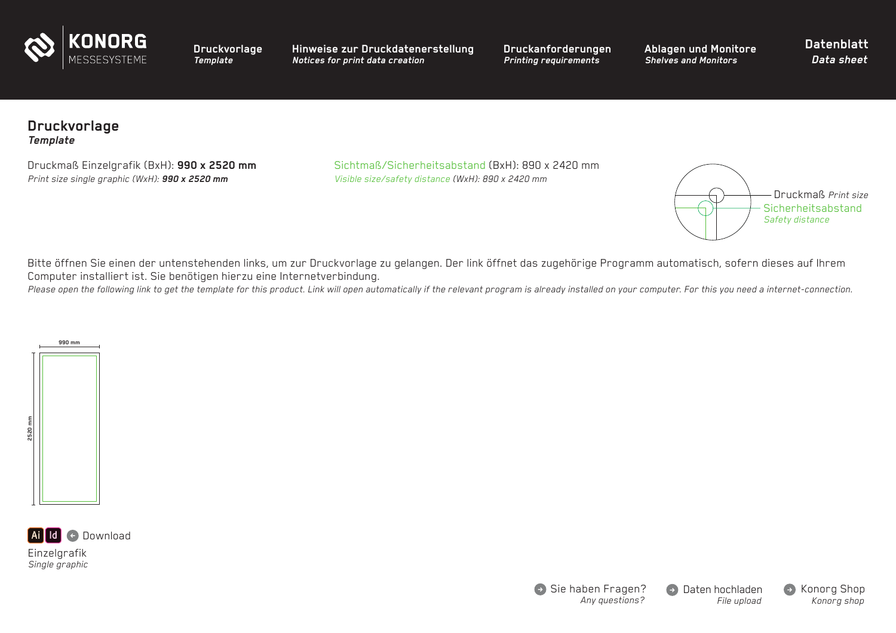KONORG MESSESYSTEME

**Druckvorlage** *Template* | **Hinweise zur Druckdatenerstellung** *Notices for print data creation* | **Druckanforderungen** *Printing requirements* | **Ablagen und Monitore** *Shelves and Monitors* | **Datenblatt** *Data sheet*

## Druckvorlage
***Template***

Druckmaß Einzelgrafik (BxH): **990 x 2520 mm**
*Print size single graphic (WxH): **990 x 2520 mm***

Sichtmaß/Sicherheitsabstand (BxH): 890 x 2420 mm
*Visible size/safety distance (WxH): 890 x 2420 mm*

Druckmaß *Print size*
Sicherheitsabstand
*Safety distance*

Bitte öffnen Sie einen der untenstehenden links, um zur Druckvorlage zu gelangen. Der link öffnet das zugehörige Programm automatisch, sofern dieses auf Ihrem Computer installiert ist. Sie benötigen hierzu eine Internetverbindung.
*Please open the following link to get the template for this product. Link will open automatically if the relevant program is already installed on your computer. For this you need a internet-connection.*

990 mm

2520 mm

Ai Id Download

Einzelgrafik
*Single graphic*

Sie haben Fragen? *Any questions?* | Daten hochladen *File upload* | Konorg Shop *Konorg shop*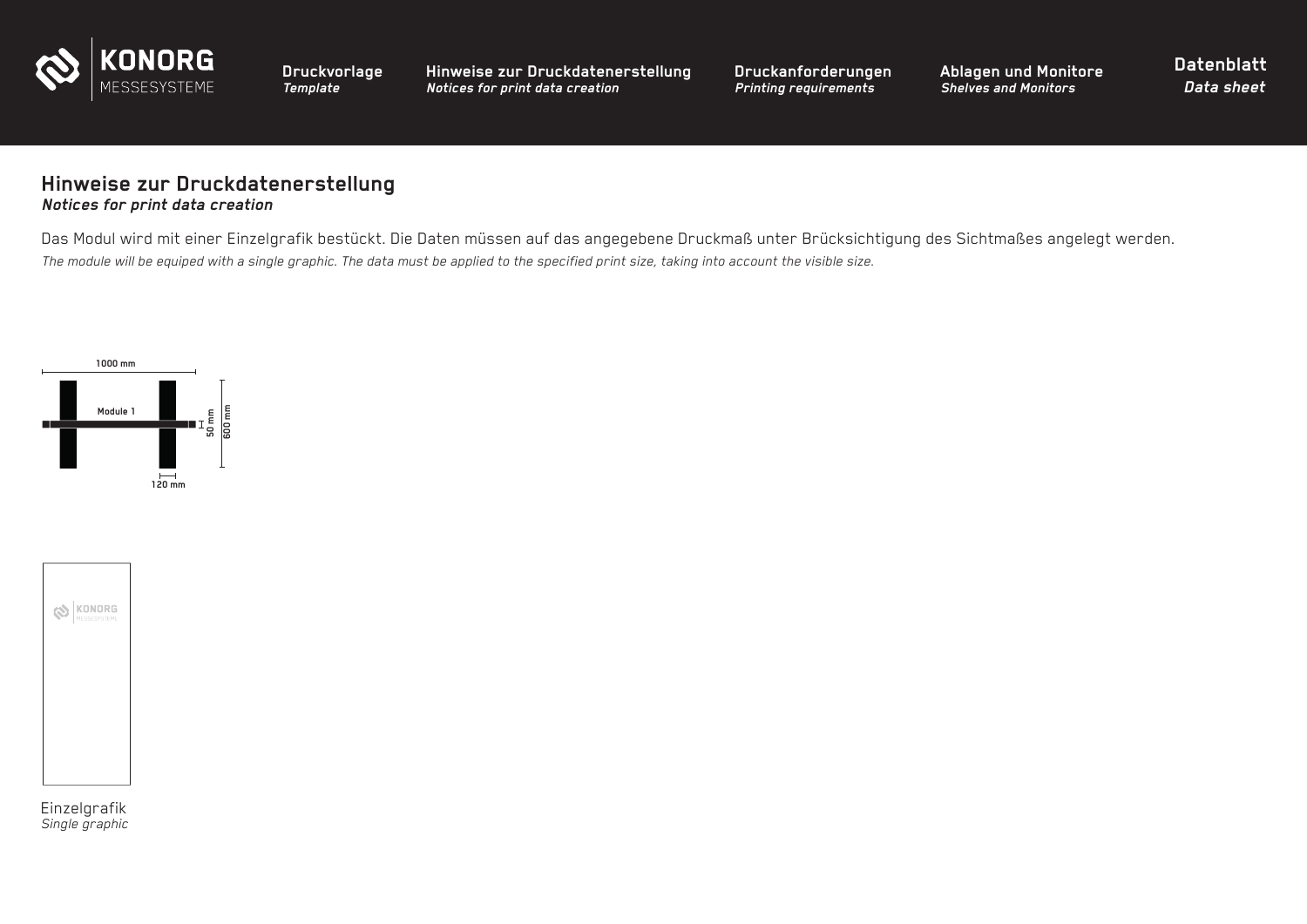## Hinweise zur Druckdatenerstellung
***Notices for print data creation***

Das Modul wird mit einer Einzelgrafik bestückt. Die Daten müssen auf das angegebene Druckmaß unter Brücksichtigung des Sichtmaßes angelegt werden.

*The module will be equiped with a single graphic. The data must be applied to the specified print size, taking into account the visible size.*

1000 mm

Module 1

50 mm

600 mm

120 mm

Einzelgrafik
*Single graphic*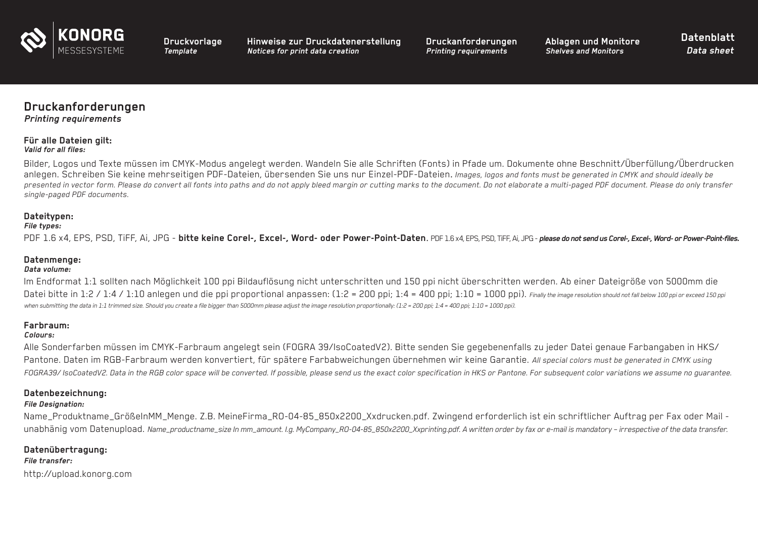# Druckanforderungen
*Printing requirements*

### Für alle Dateien gilt:
***Valid for all files:***

Bilder, Logos und Texte müssen im CMYK-Modus angelegt werden. Wandeln Sie alle Schriften (Fonts) in Pfade um. Dokumente ohne Beschnitt/Überfüllung/Überdrucken anlegen. Schreiben Sie keine mehrseitigen PDF-Dateien, übersenden Sie uns nur Einzel-PDF-Dateien. *Images, logos and fonts must be generated in CMYK and should ideally be presented in vector form. Please do convert all fonts into paths and do not apply bleed margin or cutting marks to the document. Do not elaborate a multi-paged PDF document. Please do only transfer single-paged PDF documents.*

### Dateitypen:
***File types:***

PDF 1.6 x4, EPS, PSD, TiFF, Ai, JPG - **bitte keine Corel-, Excel-, Word- oder Power-Point-Daten.** PDF 1.6 x4, EPS, PSD, TiFF, Ai, JPG - ***please do not send us Corel-, Excel-, Word- or Power-Point-files.***

### Datenmenge:
***Data volume:***

Im Endformat 1:1 sollten nach Möglichkeit 100 ppi Bildauflösung nicht unterschritten und 150 ppi nicht überschritten werden. Ab einer Dateigröße von 5000mm die Datei bitte in 1:2 / 1:4 / 1:10 anlegen und die ppi proportional anpassen: (1:2 = 200 ppi; 1:4 = 400 ppi; 1:10 = 1000 ppi). *Finally the image resolution should not fall below 100 ppi or exceed 150 ppi when submitting the data in 1:1 trimmed size. Should you create a file bigger than 5000mm please adjust the image resolution proportionally: (1:2 = 200 ppi; 1:4 = 400 ppi; 1:10 = 1000 ppi).*

### Farbraum:
***Colours:***

Alle Sonderfarben müssen im CMYK-Farbraum angelegt sein (FOGRA 39/IsoCoatedV2). Bitte senden Sie gegebenenfalls zu jeder Datei genaue Farbangaben in HKS/ Pantone. Daten im RGB-Farbraum werden konvertiert, für spätere Farbabweichungen übernehmen wir keine Garantie. *All special colors must be generated in CMYK using FOGRA39/ IsoCoatedV2. Data in the RGB color space will be converted. If possible, please send us the exact color specification in HKS or Pantone. For subsequent color variations we assume no guarantee.*

### Datenbezeichnung:
***File Designation:***

Name_Produktname_GrößeInMM_Menge. Z.B. MeineFirma_RO-04-85_850x2200_Xxdrucken.pdf. Zwingend erforderlich ist ein schriftlicher Auftrag per Fax oder Mail - unabhänig vom Datenupload. *Name_productname_size In mm_amount. I.g. MyCompany_RO-04-85_850x2200_Xxprinting.pdf. A written order by fax or e-mail is mandatory – irrespective of the data transfer.*

### Datenübertragung:
***File transfer:***

http://upload.konorg.com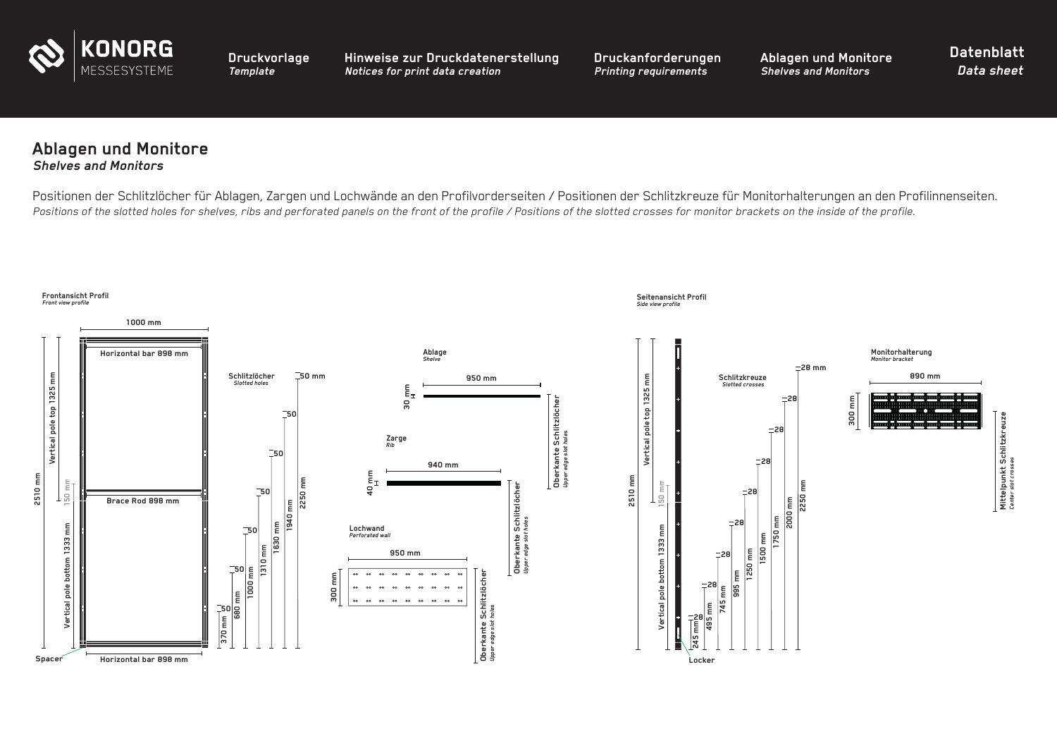## Ablagen und Monitore
*Shelves and Monitors*

Positionen der Schlitzlöcher für Ablagen, Zargen und Lochwände an den Profilvorderseiten / Positionen der Schlitzkreuze für Monitorhalterungen an den Profilinnenseiten.
*Positions of the slotted holes for shelves, ribs and perforated panels on the front of the profile / Positions of the slotted crosses for monitor brackets on the inside of the profile.*

**Frontansicht Profil**
*Front view profile*

1000 mm
Horizontal bar 898 mm
Brace Rod 898 mm
Horizontal bar 898 mm
2510 mm
Vertical pole top 1325 mm
150 mm
Vertical pole bottom 1333 mm
Spacer

**Schlitzlöcher**
*Slotted holes*

370 mm, 680 mm, 1000 mm, 1310 mm, 1630 mm, 1940 mm, 2250 mm
50, 50, 50, 50, 50, 50, 50 mm

**Ablage**
*Shelve*

950 mm
30 mm

**Zarge**
*Rib*

940 mm
40 mm

**Lochwand**
*Perforated wall*

950 mm
300 mm

Oberkante Schlitzlöcher
*Upper edge slot holes*

**Seitenansicht Profil**
*Side view profile*

2510 mm
Vertical pole top 1325 mm
150 mm
Vertical pole bottom 1333 mm
Locker

**Schlitzkreuze**
*Slotted crosses*

245 mm, 495 mm, 745 mm, 995 mm, 1250 mm, 1500 mm, 1750 mm, 2000 mm, 2250 mm
28, 28, 28, 28, 28, 28, 28, 28, 28 mm

**Monitorhalterung**
*Monitor bracket*

890 mm
300 mm

Mittelpunkt Schlitzkreuze
*Center slot crosses*